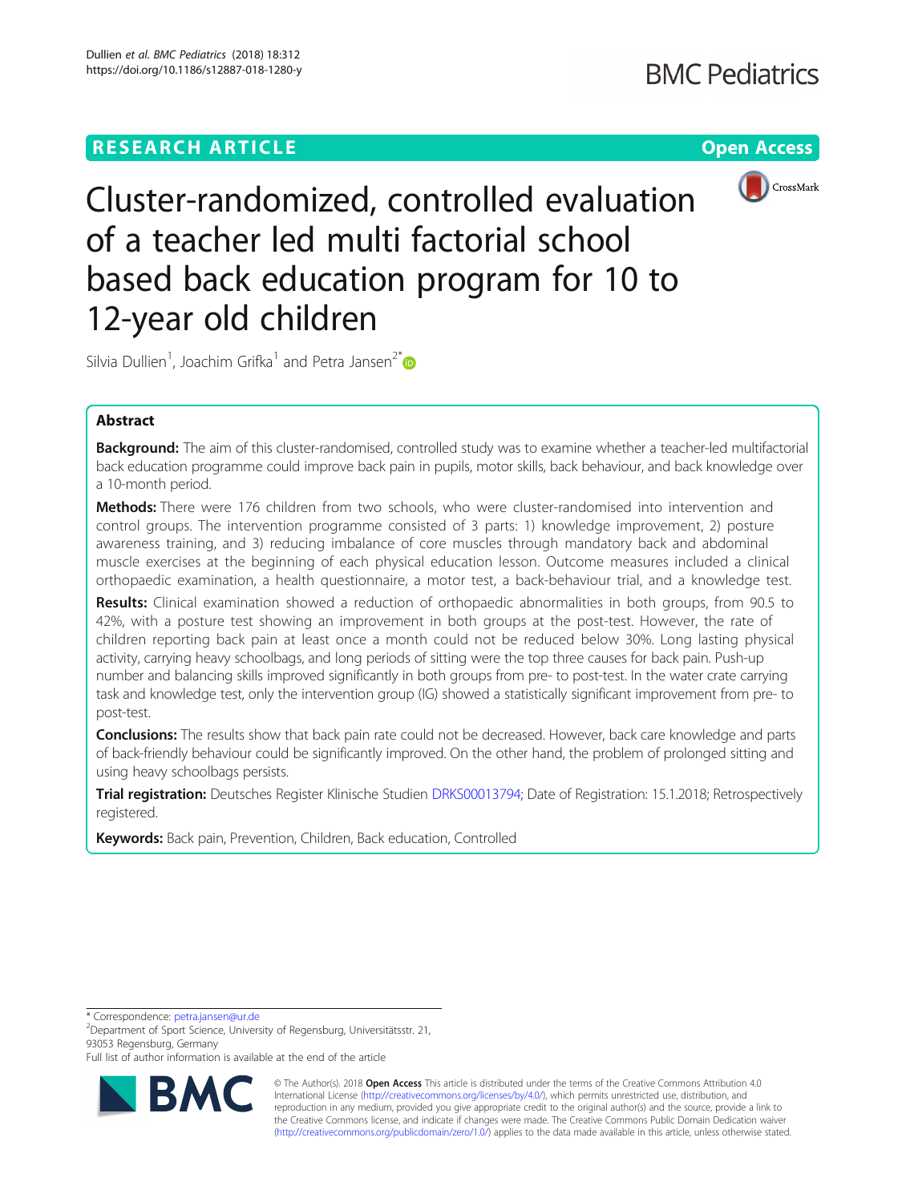RESEARCH ARTICLE

Open Access

# Cluster-randomized, controlled evaluation of a teacher led multi factorial school based back education program for 10 to 12-year old children

Silvia Dullien[1], Joachim Grifka[1] and Petra Jansen[2*]

## Abstract

**Background:** The aim of this cluster-randomised, controlled study was to examine whether a teacher-led multifactorial back education programme could improve back pain in pupils, motor skills, back behaviour, and back knowledge over a 10-month period.

**Methods:** There were 176 children from two schools, who were cluster-randomised into intervention and control groups. The intervention programme consisted of 3 parts: 1) knowledge improvement, 2) posture awareness training, and 3) reducing imbalance of core muscles through mandatory back and abdominal muscle exercises at the beginning of each physical education lesson. Outcome measures included a clinical orthopaedic examination, a health questionnaire, a motor test, a back-behaviour trial, and a knowledge test.

**Results:** Clinical examination showed a reduction of orthopaedic abnormalities in both groups, from 90.5 to 42%, with a posture test showing an improvement in both groups at the post-test. However, the rate of children reporting back pain at least once a month could not be reduced below 30%. Long lasting physical activity, carrying heavy schoolbags, and long periods of sitting were the top three causes for back pain. Push-up number and balancing skills improved significantly in both groups from pre- to post-test. In the water crate carrying task and knowledge test, only the intervention group (IG) showed a statistically significant improvement from pre- to post-test.

**Conclusions:** The results show that back pain rate could not be decreased. However, back care knowledge and parts of back-friendly behaviour could be significantly improved. On the other hand, the problem of prolonged sitting and using heavy schoolbags persists.

**Trial registration:** Deutsches Register Klinische Studien DRKS00013794; Date of Registration: 15.1.2018; Retrospectively registered.

**Keywords:** Back pain, Prevention, Children, Back education, Controlled

---

* Correspondence: petra.jansen@ur.de

[2]Department of Sport Science, University of Regensburg, Universitätsstr. 21, 93053 Regensburg, Germany

Full list of author information is available at the end of the article

© The Author(s). 2018 **Open Access** This article is distributed under the terms of the Creative Commons Attribution 4.0 International License (http://creativecommons.org/licenses/by/4.0/), which permits unrestricted use, distribution, and reproduction in any medium, provided you give appropriate credit to the original author(s) and the source, provide a link to the Creative Commons license, and indicate if changes were made. The Creative Commons Public Domain Dedication waiver (http://creativecommons.org/publicdomain/zero/1.0/) applies to the data made available in this article, unless otherwise stated.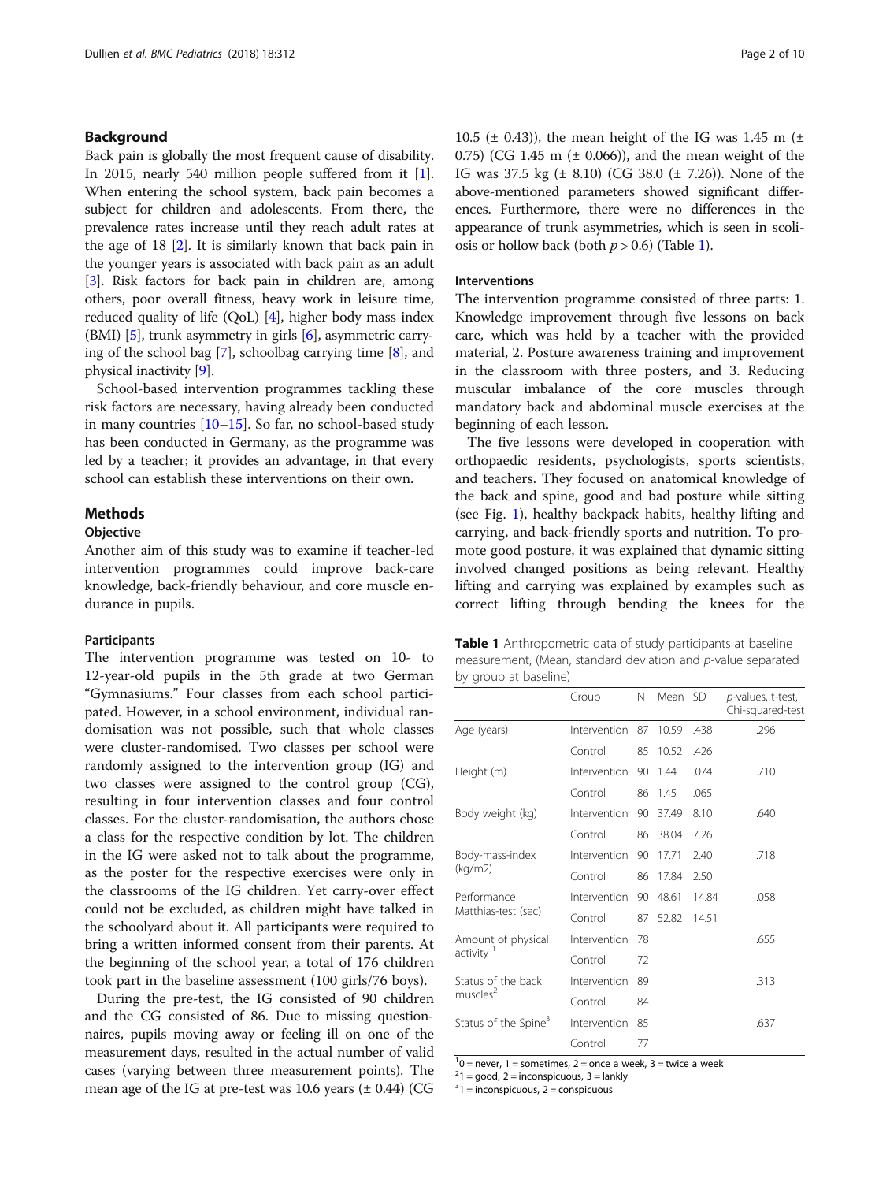## Background

Back pain is globally the most frequent cause of disability. In 2015, nearly 540 million people suffered from it [1]. When entering the school system, back pain becomes a subject for children and adolescents. From there, the prevalence rates increase until they reach adult rates at the age of 18 [2]. It is similarly known that back pain in the younger years is associated with back pain as an adult [3]. Risk factors for back pain in children are, among others, poor overall fitness, heavy work in leisure time, reduced quality of life (QoL) [4], higher body mass index (BMI) [5], trunk asymmetry in girls [6], asymmetric carrying of the school bag [7], schoolbag carrying time [8], and physical inactivity [9].

School-based intervention programmes tackling these risk factors are necessary, having already been conducted in many countries [10–15]. So far, no school-based study has been conducted in Germany, as the programme was led by a teacher; it provides an advantage, in that every school can establish these interventions on their own.

## Methods

### Objective

Another aim of this study was to examine if teacher-led intervention programmes could improve back-care knowledge, back-friendly behaviour, and core muscle endurance in pupils.

### Participants

The intervention programme was tested on 10- to 12-year-old pupils in the 5th grade at two German "Gymnasiums." Four classes from each school participated. However, in a school environment, individual randomisation was not possible, such that whole classes were cluster-randomised. Two classes per school were randomly assigned to the intervention group (IG) and two classes were assigned to the control group (CG), resulting in four intervention classes and four control classes. For the cluster-randomisation, the authors chose a class for the respective condition by lot. The children in the IG were asked not to talk about the programme, as the poster for the respective exercises were only in the classrooms of the IG children. Yet carry-over effect could not be excluded, as children might have talked in the schoolyard about it. All participants were required to bring a written informed consent from their parents. At the beginning of the school year, a total of 176 children took part in the baseline assessment (100 girls/76 boys).

During the pre-test, the IG consisted of 90 children and the CG consisted of 86. Due to missing questionnaires, pupils moving away or feeling ill on one of the measurement days, resulted in the actual number of valid cases (varying between three measurement points). The mean age of the IG at pre-test was 10.6 years (± 0.44) (CG 10.5 (± 0.43)), the mean height of the IG was 1.45 m (± 0.75) (CG 1.45 m (± 0.066)), and the mean weight of the IG was 37.5 kg (± 8.10) (CG 38.0 (± 7.26)). None of the above-mentioned parameters showed significant differences. Furthermore, there were no differences in the appearance of trunk asymmetries, which is seen in scoliosis or hollow back (both $p > 0.6$) (Table 1).

### Interventions

The intervention programme consisted of three parts: 1. Knowledge improvement through five lessons on back care, which was held by a teacher with the provided material, 2. Posture awareness training and improvement in the classroom with three posters, and 3. Reducing muscular imbalance of the core muscles through mandatory back and abdominal muscle exercises at the beginning of each lesson.

The five lessons were developed in cooperation with orthopaedic residents, psychologists, sports scientists, and teachers. They focused on anatomical knowledge of the back and spine, good and bad posture while sitting (see Fig. 1), healthy backpack habits, healthy lifting and carrying, and back-friendly sports and nutrition. To promote good posture, it was explained that dynamic sitting involved changed positions as being relevant. Healthy lifting and carrying was explained by examples such as correct lifting through bending the knees for the

**Table 1** Anthropometric data of study participants at baseline measurement, (Mean, standard deviation and *p*-value separated by group at baseline)

| | Group | N | Mean | SD | *p*-values, t-test, Chi-squared-test |
|---|---|---|---|---|---|
| Age (years) | Intervention | 87 | 10.59 | .438 | .296 |
| | Control | 85 | 10.52 | .426 | |
| Height (m) | Intervention | 90 | 1.44 | .074 | .710 |
| | Control | 86 | 1.45 | .065 | |
| Body weight (kg) | Intervention | 90 | 37.49 | 8.10 | .640 |
| | Control | 86 | 38.04 | 7.26 | |
| Body-mass-index (kg/m2) | Intervention | 90 | 17.71 | 2.40 | .718 |
| | Control | 86 | 17.84 | 2.50 | |
| Performance Matthias-test (sec) | Intervention | 90 | 48.61 | 14.84 | .058 |
| | Control | 87 | 52.82 | 14.51 | |
| Amount of physical activity [1] | Intervention | 78 | | | .655 |
| | Control | 72 | | | |
| Status of the back muscles[2] | Intervention | 89 | | | .313 |
| | Control | 84 | | | |
| Status of the Spine[3] | Intervention | 85 | | | .637 |
| | Control | 77 | | | |

[1] 0 = never, 1 = sometimes, 2 = once a week, 3 = twice a week
[2] 1 = good, 2 = inconspicuous, 3 = lankly
[3] 1 = inconspicuous, 2 = conspicuous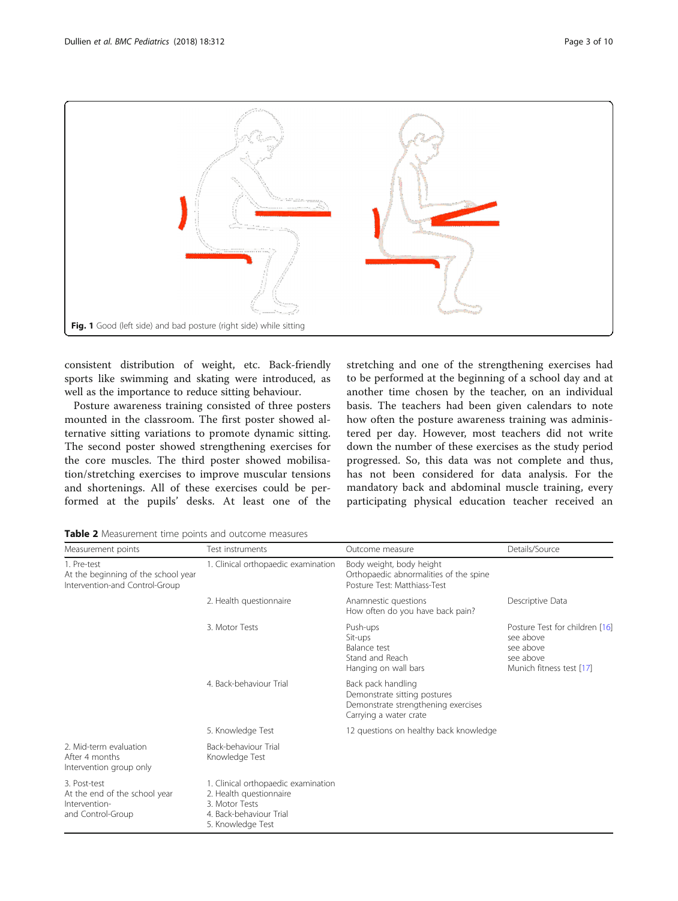Fig. 1 Good (left side) and bad posture (right side) while sitting

consistent distribution of weight, etc. Back-friendly sports like swimming and skating were introduced, as well as the importance to reduce sitting behaviour.

Posture awareness training consisted of three posters mounted in the classroom. The first poster showed alternative sitting variations to promote dynamic sitting. The second poster showed strengthening exercises for the core muscles. The third poster showed mobilisation/stretching exercises to improve muscular tensions and shortenings. All of these exercises could be performed at the pupils' desks. At least one of the stretching and one of the strengthening exercises had to be performed at the beginning of a school day and at another time chosen by the teacher, on an individual basis. The teachers had been given calendars to note how often the posture awareness training was administered per day. However, most teachers did not write down the number of these exercises as the study period progressed. So, this data was not complete and thus, has not been considered for data analysis. For the mandatory back and abdominal muscle training, every participating physical education teacher received an

**Table 2** Measurement time points and outcome measures

| Measurement points | Test instruments | Outcome measure | Details/Source |
|---|---|---|---|
| 1. Pre-test<br>At the beginning of the school year<br>Intervention-and Control-Group | 1. Clinical orthopaedic examination | Body weight, body height<br>Orthopaedic abnormalities of the spine<br>Posture Test: Matthiass-Test | |
| | 2. Health questionnaire | Anamnestic questions<br>How often do you have back pain? | Descriptive Data |
| | 3. Motor Tests | Push-ups<br>Sit-ups<br>Balance test<br>Stand and Reach<br>Hanging on wall bars | Posture Test for children [16]<br>see above<br>see above<br>see above<br>Munich fitness test [17] |
| | 4. Back-behaviour Trial | Back pack handling<br>Demonstrate sitting postures<br>Demonstrate strengthening exercises<br>Carrying a water crate | |
| | 5. Knowledge Test | 12 questions on healthy back knowledge | |
| 2. Mid-term evaluation<br>After 4 months<br>Intervention group only | Back-behaviour Trial<br>Knowledge Test | | |
| 3. Post-test<br>At the end of the school year<br>Intervention-<br>and Control-Group | 1. Clinical orthopaedic examination<br>2. Health questionnaire<br>3. Motor Tests<br>4. Back-behaviour Trial<br>5. Knowledge Test | | |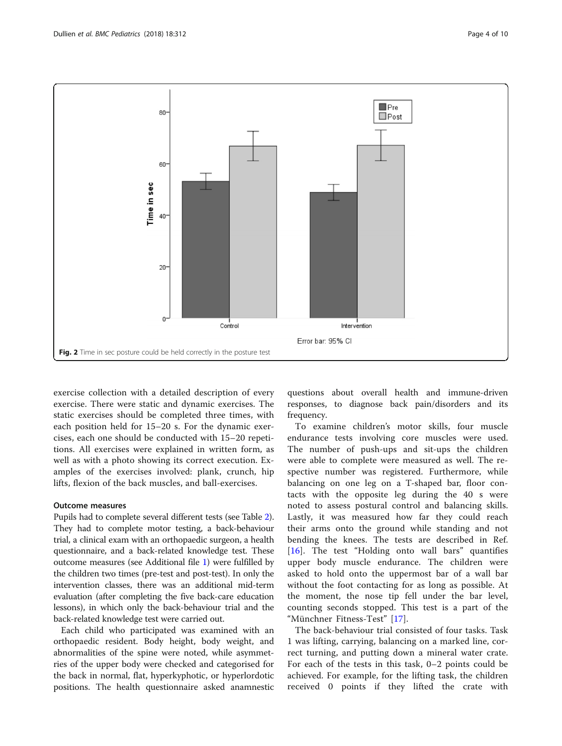Fig. 2 Time in sec posture could be held correctly in the posture test

exercise collection with a detailed description of every exercise. There were static and dynamic exercises. The static exercises should be completed three times, with each position held for 15–20 s. For the dynamic exercises, each one should be conducted with 15–20 repetitions. All exercises were explained in written form, as well as with a photo showing its correct execution. Examples of the exercises involved: plank, crunch, hip lifts, flexion of the back muscles, and ball-exercises.

### Outcome measures

Pupils had to complete several different tests (see Table 2). They had to complete motor testing, a back-behaviour trial, a clinical exam with an orthopaedic surgeon, a health questionnaire, and a back-related knowledge test. These outcome measures (see Additional file 1) were fulfilled by the children two times (pre-test and post-test). In only the intervention classes, there was an additional mid-term evaluation (after completing the five back-care education lessons), in which only the back-behaviour trial and the back-related knowledge test were carried out.

Each child who participated was examined with an orthopaedic resident. Body height, body weight, and abnormalities of the spine were noted, while asymmetries of the upper body were checked and categorised for the back in normal, flat, hyperkyphotic, or hyperlordotic positions. The health questionnaire asked anamnestic questions about overall health and immune-driven responses, to diagnose back pain/disorders and its frequency.

To examine children's motor skills, four muscle endurance tests involving core muscles were used. The number of push-ups and sit-ups the children were able to complete were measured as well. The respective number was registered. Furthermore, while balancing on one leg on a T-shaped bar, floor contacts with the opposite leg during the 40 s were noted to assess postural control and balancing skills. Lastly, it was measured how far they could reach their arms onto the ground while standing and not bending the knees. The tests are described in Ref. [16]. The test "Holding onto wall bars" quantifies upper body muscle endurance. The children were asked to hold onto the uppermost bar of a wall bar without the foot contacting for as long as possible. At the moment, the nose tip fell under the bar level, counting seconds stopped. This test is a part of the "Münchner Fitness-Test" [17].

The back-behaviour trial consisted of four tasks. Task 1 was lifting, carrying, balancing on a marked line, correct turning, and putting down a mineral water crate. For each of the tests in this task, 0–2 points could be achieved. For example, for the lifting task, the children received 0 points if they lifted the crate with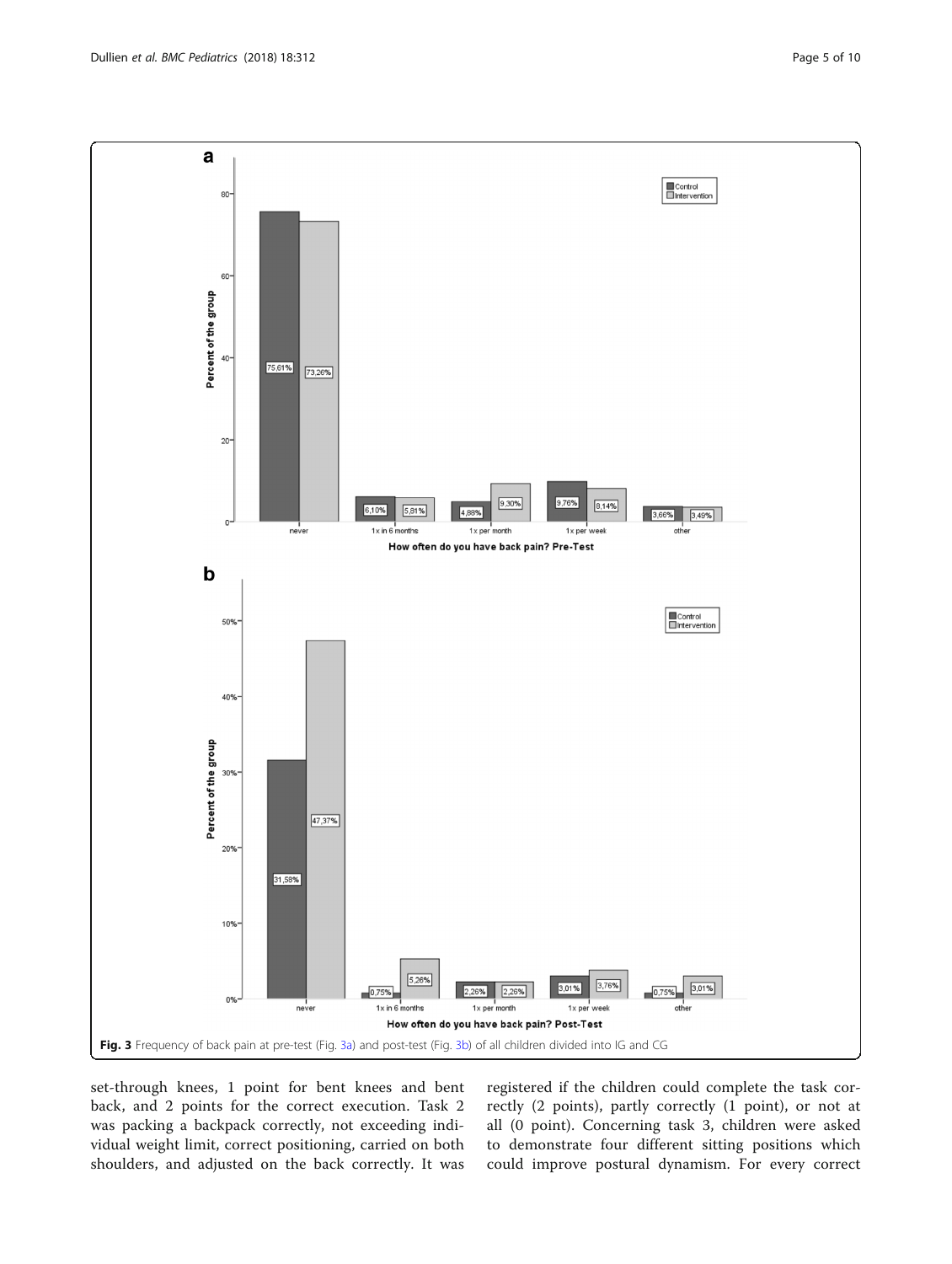**Fig. 3** Frequency of back pain at pre-test (Fig. 3a) and post-test (Fig. 3b) of all children divided into IG and CG

set-through knees, 1 point for bent knees and bent back, and 2 points for the correct execution. Task 2 was packing a backpack correctly, not exceeding individual weight limit, correct positioning, carried on both shoulders, and adjusted on the back correctly. It was registered if the children could complete the task correctly (2 points), partly correctly (1 point), or not at all (0 point). Concerning task 3, children were asked to demonstrate four different sitting positions which could improve postural dynamism. For every correct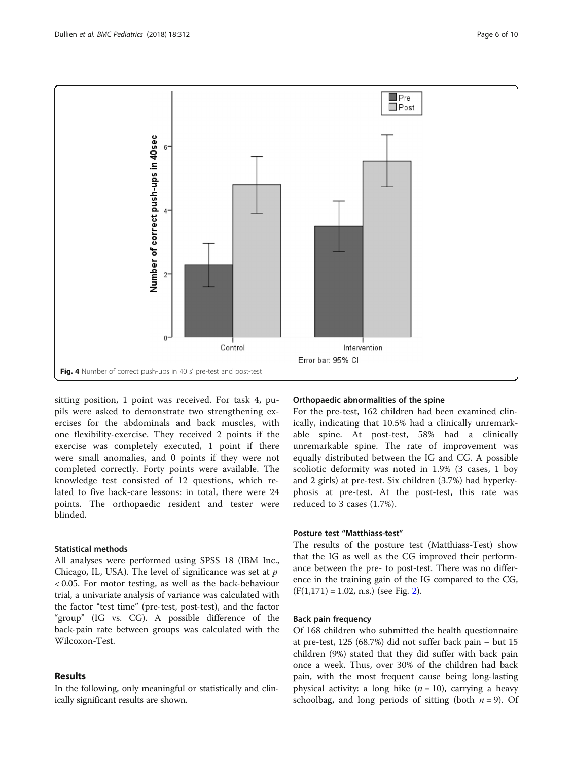Fig. 4 Number of correct push-ups in 40 s' pre-test and post-test

sitting position, 1 point was received. For task 4, pupils were asked to demonstrate two strengthening exercises for the abdominals and back muscles, with one flexibility-exercise. They received 2 points if the exercise was completely executed, 1 point if there were small anomalies, and 0 points if they were not completed correctly. Forty points were available. The knowledge test consisted of 12 questions, which related to five back-care lessons: in total, there were 24 points. The orthopaedic resident and tester were blinded.

### Statistical methods

All analyses were performed using SPSS 18 (IBM Inc., Chicago, IL, USA). The level of significance was set at $p < 0.05$. For motor testing, as well as the back-behaviour trial, a univariate analysis of variance was calculated with the factor "test time" (pre-test, post-test), and the factor "group" (IG vs. CG). A possible difference of the back-pain rate between groups was calculated with the Wilcoxon-Test.

## Results

In the following, only meaningful or statistically and clinically significant results are shown.

### Orthopaedic abnormalities of the spine

For the pre-test, 162 children had been examined clinically, indicating that 10.5% had a clinically unremarkable spine. At post-test, 58% had a clinically unremarkable spine. The rate of improvement was equally distributed between the IG and CG. A possible scoliotic deformity was noted in 1.9% (3 cases, 1 boy and 2 girls) at pre-test. Six children (3.7%) had hyperkyphosis at pre-test. At the post-test, this rate was reduced to 3 cases (1.7%).

### Posture test "Matthiass-test"

The results of the posture test (Matthiass-Test) show that the IG as well as the CG improved their performance between the pre- to post-test. There was no difference in the training gain of the IG compared to the CG, $(F(1,171) = 1.02$, n.s.) (see Fig. 2).

### Back pain frequency

Of 168 children who submitted the health questionnaire at pre-test, 125 (68.7%) did not suffer back pain – but 15 children (9%) stated that they did suffer with back pain once a week. Thus, over 30% of the children had back pain, with the most frequent cause being long-lasting physical activity: a long hike ($n = 10$), carrying a heavy schoolbag, and long periods of sitting (both $n = 9$). Of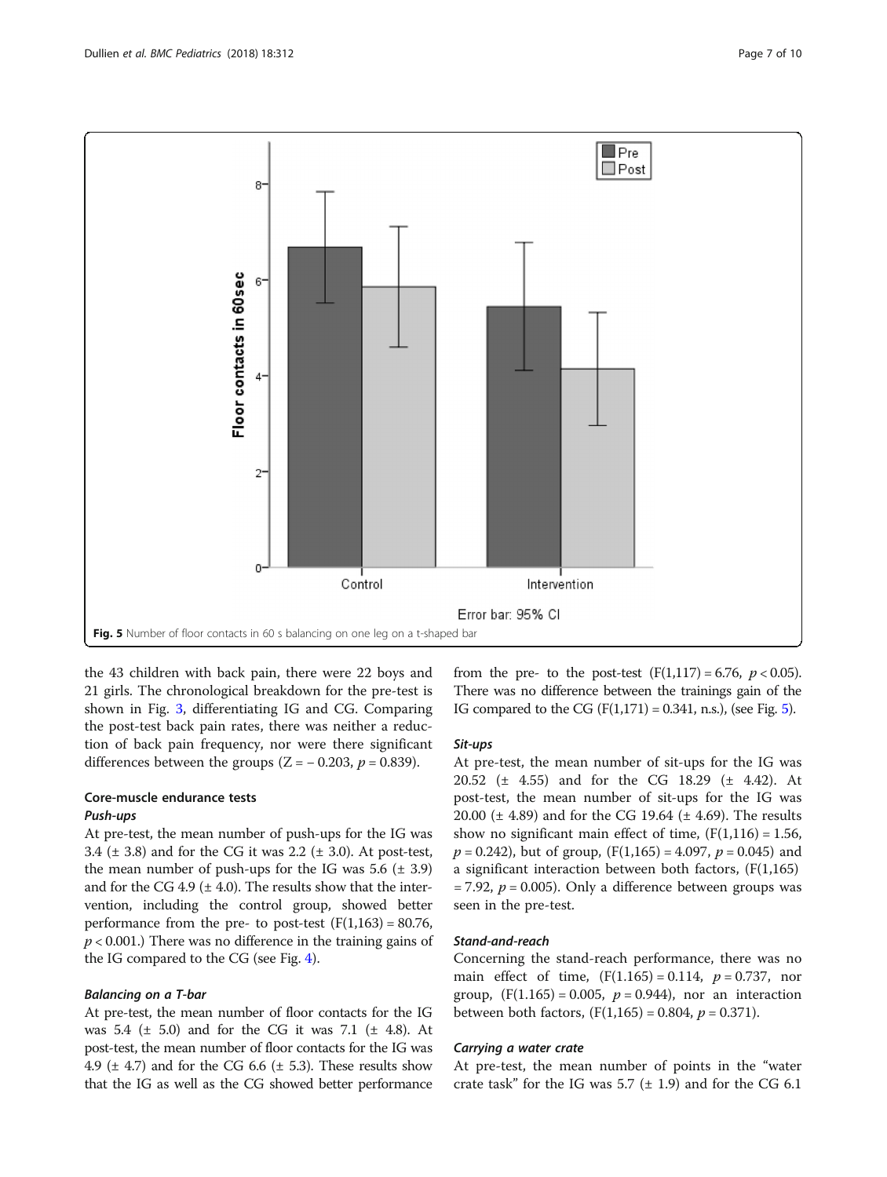Fig. 5 Number of floor contacts in 60 s balancing on one leg on a t-shaped bar

the 43 children with back pain, there were 22 boys and 21 girls. The chronological breakdown for the pre-test is shown in Fig. 3, differentiating IG and CG. Comparing the post-test back pain rates, there was neither a reduction of back pain frequency, nor were there significant differences between the groups ($Z = -0.203$, $p = 0.839$).

## Core-muscle endurance tests

### *Push-ups*

At pre-test, the mean number of push-ups for the IG was 3.4 (± 3.8) and for the CG it was 2.2 (± 3.0). At post-test, the mean number of push-ups for the IG was 5.6 (± 3.9) and for the CG 4.9 (± 4.0). The results show that the intervention, including the control group, showed better performance from the pre- to post-test ($F(1,163) = 80.76$, $p < 0.001$.) There was no difference in the training gains of the IG compared to the CG (see Fig. 4).

### *Balancing on a T-bar*

At pre-test, the mean number of floor contacts for the IG was 5.4 (± 5.0) and for the CG it was 7.1 (± 4.8). At post-test, the mean number of floor contacts for the IG was 4.9 (± 4.7) and for the CG 6.6 (± 5.3). These results show that the IG as well as the CG showed better performance from the pre- to the post-test ($F(1,117) = 6.76$, $p < 0.05$). There was no difference between the trainings gain of the IG compared to the CG ($F(1,171) = 0.341$, n.s.), (see Fig. 5).

### *Sit-ups*

At pre-test, the mean number of sit-ups for the IG was 20.52 (± 4.55) and for the CG 18.29 (± 4.42). At post-test, the mean number of sit-ups for the IG was 20.00 (± 4.89) and for the CG 19.64 (± 4.69). The results show no significant main effect of time, ($F(1,116) = 1.56$, $p = 0.242$), but of group, ($F(1.165) = 4.097$, $p = 0.045$) and a significant interaction between both factors, ($F(1,165) = 7.92$, $p = 0.005$). Only a difference between groups was seen in the pre-test.

### *Stand-and-reach*

Concerning the stand-reach performance, there was no main effect of time, ($F(1.165) = 0.114$, $p = 0.737$, nor group, ($F(1.165) = 0.005$, $p = 0.944$), nor an interaction between both factors, ($F(1,165) = 0.804$, $p = 0.371$).

### *Carrying a water crate*

At pre-test, the mean number of points in the "water crate task" for the IG was 5.7 (± 1.9) and for the CG 6.1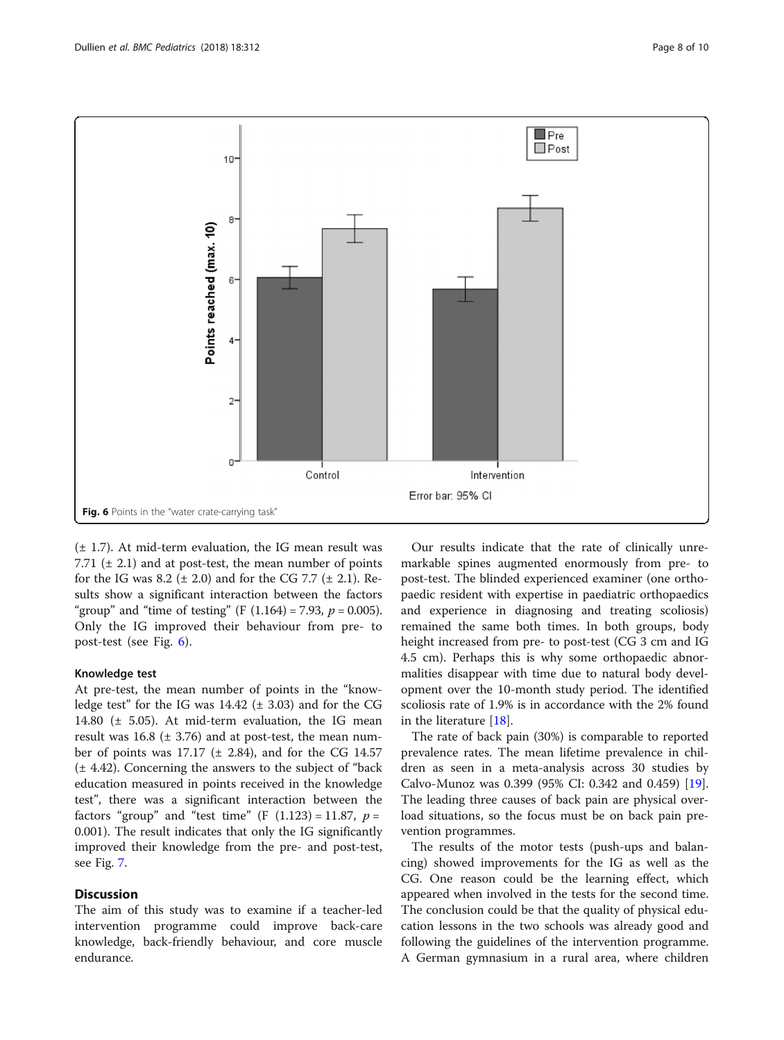Fig. 6 Points in the "water crate-carrying task"

(± 1.7). At mid-term evaluation, the IG mean result was 7.71 (± 2.1) and at post-test, the mean number of points for the IG was 8.2 (± 2.0) and for the CG 7.7 (± 2.1). Results show a significant interaction between the factors "group" and "time of testing" ($F(1.164) = 7.93$, $p = 0.005$). Only the IG improved their behaviour from pre- to post-test (see Fig. 6).

### Knowledge test

At pre-test, the mean number of points in the "knowledge test" for the IG was 14.42 (± 3.03) and for the CG 14.80 (± 5.05). At mid-term evaluation, the IG mean result was 16.8 (± 3.76) and at post-test, the mean number of points was 17.17 (± 2.84), and for the CG 14.57 (± 4.42). Concerning the answers to the subject of "back education measured in points received in the knowledge test", there was a significant interaction between the factors "group" and "test time" ($F(1.123) = 11.87$, $p = 0.001$). The result indicates that only the IG significantly improved their knowledge from the pre- and post-test, see Fig. 7.

## Discussion

The aim of this study was to examine if a teacher-led intervention programme could improve back-care knowledge, back-friendly behaviour, and core muscle endurance.

Our results indicate that the rate of clinically unremarkable spines augmented enormously from pre- to post-test. The blinded experienced examiner (one orthopaedic resident with expertise in paediatric orthopaedics and experience in diagnosing and treating scoliosis) remained the same both times. In both groups, body height increased from pre- to post-test (CG 3 cm and IG 4.5 cm). Perhaps this is why some orthopaedic abnormalities disappear with time due to natural body development over the 10-month study period. The identified scoliosis rate of 1.9% is in accordance with the 2% found in the literature [18].

The rate of back pain (30%) is comparable to reported prevalence rates. The mean lifetime prevalence in children as seen in a meta-analysis across 30 studies by Calvo-Munoz was 0.399 (95% CI: 0.342 and 0.459) [19]. The leading three causes of back pain are physical overload situations, so the focus must be on back pain prevention programmes.

The results of the motor tests (push-ups and balancing) showed improvements for the IG as well as the CG. One reason could be the learning effect, which appeared when involved in the tests for the second time. The conclusion could be that the quality of physical education lessons in the two schools was already good and following the guidelines of the intervention programme. A German gymnasium in a rural area, where children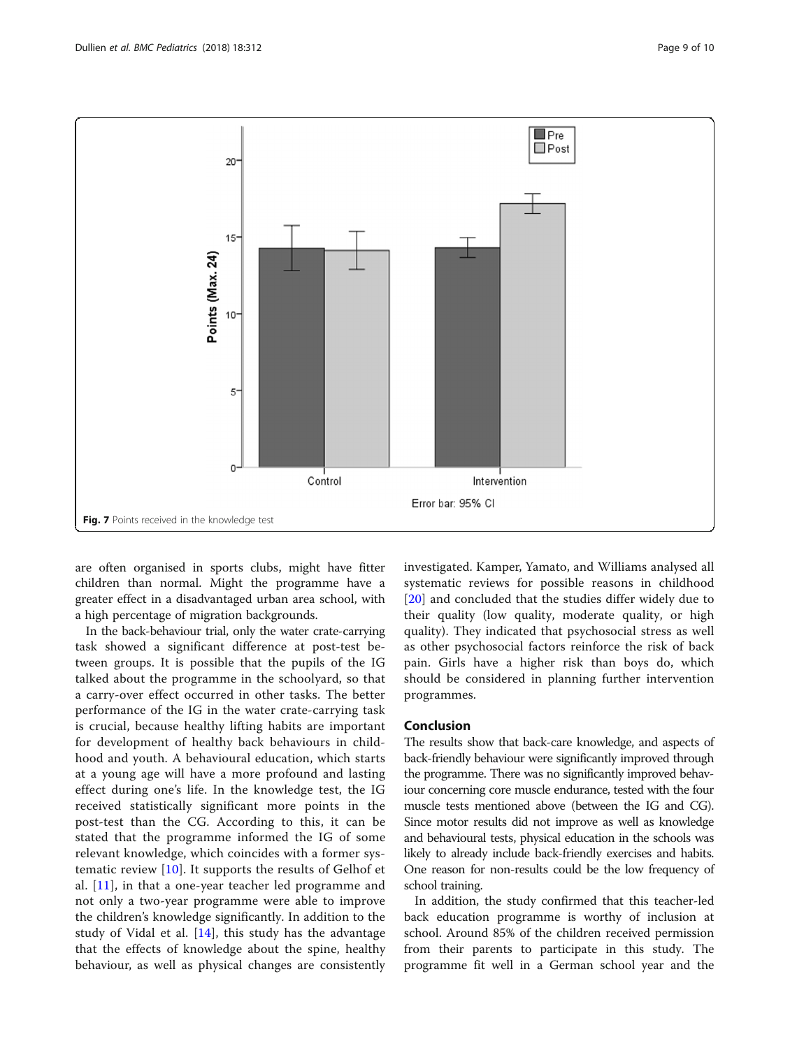Fig. 7 Points received in the knowledge test

are often organised in sports clubs, might have fitter children than normal. Might the programme have a greater effect in a disadvantaged urban area school, with a high percentage of migration backgrounds.

In the back-behaviour trial, only the water crate-carrying task showed a significant difference at post-test between groups. It is possible that the pupils of the IG talked about the programme in the schoolyard, so that a carry-over effect occurred in other tasks. The better performance of the IG in the water crate-carrying task is crucial, because healthy lifting habits are important for development of healthy back behaviours in childhood and youth. A behavioural education, which starts at a young age will have a more profound and lasting effect during one's life. In the knowledge test, the IG received statistically significant more points in the post-test than the CG. According to this, it can be stated that the programme informed the IG of some relevant knowledge, which coincides with a former systematic review [10]. It supports the results of Gelhof et al. [11], in that a one-year teacher led programme and not only a two-year programme were able to improve the children's knowledge significantly. In addition to the study of Vidal et al. [14], this study has the advantage that the effects of knowledge about the spine, healthy behaviour, as well as physical changes are consistently investigated. Kamper, Yamato, and Williams analysed all systematic reviews for possible reasons in childhood [20] and concluded that the studies differ widely due to their quality (low quality, moderate quality, or high quality). They indicated that psychosocial stress as well as other psychosocial factors reinforce the risk of back pain. Girls have a higher risk than boys do, which should be considered in planning further intervention programmes.

## Conclusion

The results show that back-care knowledge, and aspects of back-friendly behaviour were significantly improved through the programme. There was no significantly improved behaviour concerning core muscle endurance, tested with the four muscle tests mentioned above (between the IG and CG). Since motor results did not improve as well as knowledge and behavioural tests, physical education in the schools was likely to already include back-friendly exercises and habits. One reason for non-results could be the low frequency of school training.

In addition, the study confirmed that this teacher-led back education programme is worthy of inclusion at school. Around 85% of the children received permission from their parents to participate in this study. The programme fit well in a German school year and the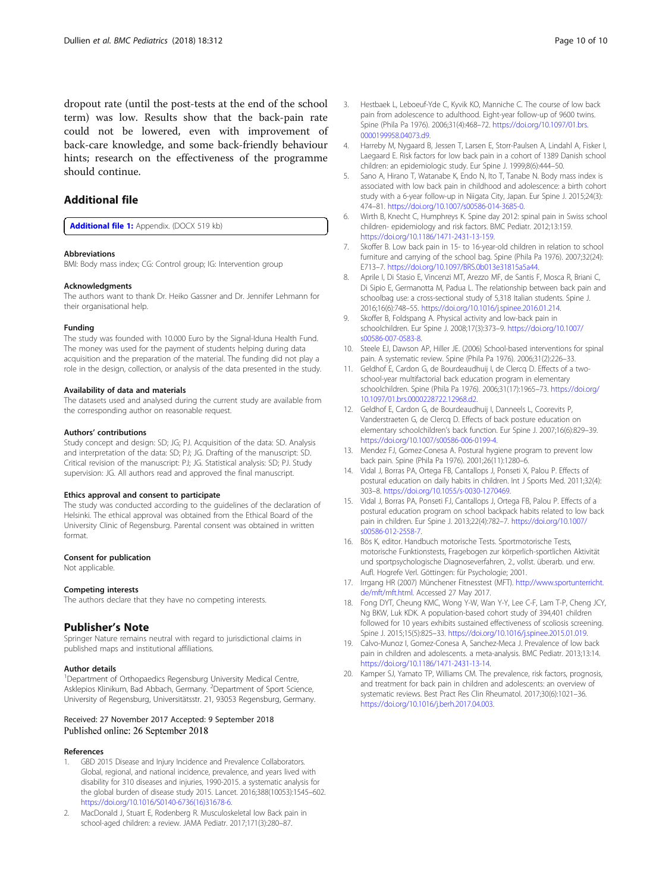dropout rate (until the post-tests at the end of the school term) was low. Results show that the back-pain rate could not be lowered, even with improvement of back-care knowledge, and some back-friendly behaviour hints; research on the effectiveness of the programme should continue.

## Additional file

**Additional file 1:** Appendix. (DOCX 519 kb)

#### Abbreviations

BMI: Body mass index; CG: Control group; IG: Intervention group

#### Acknowledgments

The authors want to thank Dr. Heiko Gassner and Dr. Jennifer Lehmann for their organisational help.

#### Funding

The study was founded with 10.000 Euro by the Signal-Iduna Health Fund. The money was used for the payment of students helping during data acquisition and the preparation of the material. The funding did not play a role in the design, collection, or analysis of the data presented in the study.

#### Availability of data and materials

The datasets used and analysed during the current study are available from the corresponding author on reasonable request.

#### Authors' contributions

Study concept and design: SD; JG; PJ. Acquisition of the data: SD. Analysis and interpretation of the data: SD; PJ; JG. Drafting of the manuscript: SD. Critical revision of the manuscript: PJ; JG. Statistical analysis: SD; PJ. Study supervision: JG. All authors read and approved the final manuscript.

#### Ethics approval and consent to participate

The study was conducted according to the guidelines of the declaration of Helsinki. The ethical approval was obtained from the Ethical Board of the University Clinic of Regensburg. Parental consent was obtained in written format.

#### Consent for publication

Not applicable.

#### Competing interests

The authors declare that they have no competing interests.

## Publisher's Note

Springer Nature remains neutral with regard to jurisdictional claims in published maps and institutional affiliations.

#### Author details

[1]Department of Orthopaedics Regensburg University Medical Centre, Asklepios Klinikum, Bad Abbach, Germany. [2]Department of Sport Science, University of Regensburg, Universitätsstr. 21, 93053 Regensburg, Germany.

Received: 27 November 2017 Accepted: 9 September 2018
Published online: 26 September 2018

#### References

1. GBD 2015 Disease and Injury Incidence and Prevalence Collaborators. Global, regional, and national incidence, prevalence, and years lived with disability for 310 diseases and injuries, 1990-2015. a systematic analysis for the global burden of disease study 2015. Lancet. 2016;388(10053):1545–602. https://doi.org/10.1016/S0140-6736(16)31678-6.
2. MacDonald J, Stuart E, Rodenberg R. Musculoskeletal low Back pain in school-aged children: a review. JAMA Pediatr. 2017;171(3):280–87.
3. Hestbaek L, Leboeuf-Yde C, Kyvik KO, Manniche C. The course of low back pain from adolescence to adulthood. Eight-year follow-up of 9600 twins. Spine (Phila Pa 1976). 2006;31(4):468–72. https://doi.org/10.1097/01.brs.0000199958.04073.d9.
4. Harreby M, Nygaard B, Jessen T, Larsen E, Storr-Paulsen A, Lindahl A, Fisker I, Laegaard E. Risk factors for low back pain in a cohort of 1389 Danish school children: an epidemiologic study. Eur Spine J. 1999;8(6):444–50.
5. Sano A, Hirano T, Watanabe K, Endo N, Ito T, Tanabe N. Body mass index is associated with low back pain in childhood and adolescence: a birth cohort study with a 6-year follow-up in Niigata City, Japan. Eur Spine J. 2015;24(3):474–81. https://doi.org/10.1007/s00586-014-3685-0.
6. Wirth B, Knecht C, Humphreys K. Spine day 2012: spinal pain in Swiss school children- epidemiology and risk factors. BMC Pediatr. 2012;13:159. https://doi.org/10.1186/1471-2431-13-159.
7. Skoffer B. Low back pain in 15- to 16-year-old children in relation to school furniture and carrying of the school bag. Spine (Phila Pa 1976). 2007;32(24):E713–7. https://doi.org/10.1097/BRS.0b013e31815a5a44.
8. Aprile I, Di Stasio E, Vincenzi MT, Arezzo MF, de Santis F, Mosca R, Briani C, Di Sipio E, Germanotta M, Padua L. The relationship between back pain and schoolbag use: a cross-sectional study of 5,318 Italian students. Spine J. 2016;16(6):748–55. https://doi.org/10.1016/j.spinee.2016.01.214.
9. Skoffer B, Foldspang A. Physical activity and low-back pain in schoolchildren. Eur Spine J. 2008;17(3):373–9. https://doi.org/10.1007/s00586-007-0583-8.
10. Steele EJ, Dawson AP, Hiller JE. (2006) School-based interventions for spinal pain. A systematic review. Spine (Phila Pa 1976). 2006;31(2):226–33.
11. Geldhof E, Cardon G, de Bourdeaudhuij I, de Clercq D. Effects of a two-school-year multifactorial back education program in elementary schoolchildren. Spine (Phila Pa 1976). 2006;31(17):1965–73. https://doi.org/10.1097/01.brs.0000228722.12968.d2.
12. Geldhof E, Cardon G, de Bourdeaudhuij I, Danneels L, Coorevits P, Vanderstraeten G, de Clercq D. Effects of back posture education on elementary schoolchildren's back function. Eur Spine J. 2007;16(6):829–39. https://doi.org/10.1007/s00586-006-0199-4.
13. Mendez FJ, Gomez-Conesa A. Postural hygiene program to prevent low back pain. Spine (Phila Pa 1976). 2001;26(11):1280–6.
14. Vidal J, Borras PA, Ortega FB, Cantallops J, Ponseti X, Palou P. Effects of postural education on daily habits in children. Int J Sports Med. 2011;32(4):303–8. https://doi.org/10.1055/s-0030-1270469.
15. Vidal J, Borras PA, Ponseti FJ, Cantallops J, Ortega FB, Palou P. Effects of a postural education program on school backpack habits related to low back pain in children. Eur Spine J. 2013;22(4):782–7. https://doi.org/10.1007/s00586-012-2558-7.
16. Bös K, editor. Handbuch motorische Tests. Sportmotorische Tests, motorische Funktionstests, Fragebogen zur körperlich-sportlichen Aktivität und sportpsychologische Diagnoseverfahren, 2., vollst. überarb. und erw. Aufl. Hogrefe Verl. Göttingen: für Psychologie; 2001.
17. Irrgang HR (2007) Münchener Fitnesstest (MFT). http://www.sportunterricht.de/mft/mft.html. Accessed 27 May 2017.
18. Fong DYT, Cheung KMC, Wong Y-W, Wan Y-Y, Lee C-F, Lam T-P, Cheng JCY, Ng BKW, Luk KDK. A population-based cohort study of 394,401 children followed for 10 years exhibits sustained effectiveness of scoliosis screening. Spine J. 2015;15(5):825–33. https://doi.org/10.1016/j.spinee.2015.01.019.
19. Calvo-Munoz I, Gomez-Conesa A, Sanchez-Meca J. Prevalence of low back pain in children and adolescents. a meta-analysis. BMC Pediatr. 2013;13:14. https://doi.org/10.1186/1471-2431-13-14.
20. Kamper SJ, Yamato TP, Williams CM. The prevalence, risk factors, prognosis, and treatment for back pain in children and adolescents: an overview of systematic reviews. Best Pract Res Clin Rheumatol. 2017;30(6):1021–36. https://doi.org/10.1016/j.berh.2017.04.003.